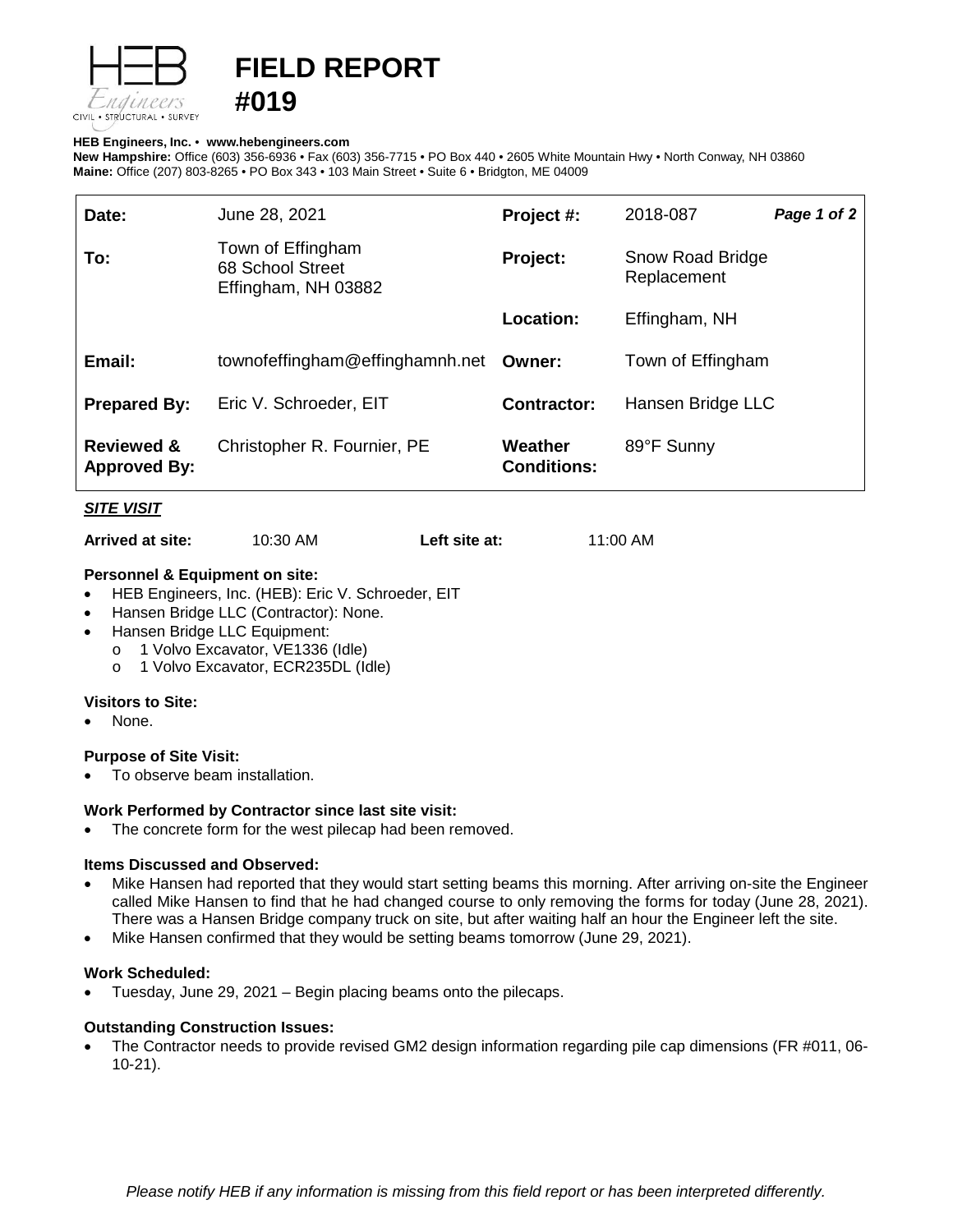# FIELD REPORT #019

**HEB Engineers, Inc.** • **www.hebengineers.com**
**New Hampshire:** Office (603) 356-6936 • Fax (603) 356-7715 • PO Box 440 • 2605 White Mountain Hwy • North Conway, NH 03860
**Maine:** Office (207) 803-8265 • PO Box 343 • 103 Main Street • Suite 6 • Bridgton, ME 04009

| | | | |
|---|---|---|---|
| **Date:** | June 28, 2021 | **Project #:** | 2018-087 |
| **To:** | Town of Effingham<br>68 School Street<br>Effingham, NH 03882 | **Project:** | Snow Road Bridge Replacement |
| | | **Location:** | Effingham, NH |
| **Email:** | townofeffingham@effinghamnh.net | **Owner:** | Town of Effingham |
| **Prepared By:** | Eric V. Schroeder, EIT | **Contractor:** | Hansen Bridge LLC |
| **Reviewed & Approved By:** | Christopher R. Fournier, PE | **Weather Conditions:** | 89°F Sunny |

***SITE VISIT***

**Arrived at site:** 10:30 AM **Left site at:** 11:00 AM

**Personnel & Equipment on site:**

- HEB Engineers, Inc. (HEB): Eric V. Schroeder, EIT
- Hansen Bridge LLC (Contractor): None.
- Hansen Bridge LLC Equipment:
  - 1 Volvo Excavator, VE1336 (Idle)
  - 1 Volvo Excavator, ECR235DL (Idle)

**Visitors to Site:**

- None.

**Purpose of Site Visit:**

- To observe beam installation.

**Work Performed by Contractor since last site visit:**

- The concrete form for the west pilecap had been removed.

**Items Discussed and Observed:**

- Mike Hansen had reported that they would start setting beams this morning. After arriving on-site the Engineer called Mike Hansen to find that he had changed course to only removing the forms for today (June 28, 2021). There was a Hansen Bridge company truck on site, but after waiting half an hour the Engineer left the site.
- Mike Hansen confirmed that they would be setting beams tomorrow (June 29, 2021).

**Work Scheduled:**

- Tuesday, June 29, 2021 – Begin placing beams onto the pilecaps.

**Outstanding Construction Issues:**

- The Contractor needs to provide revised GM2 design information regarding pile cap dimensions (FR #011, 06-10-21).

*Please notify HEB if any information is missing from this field report or has been interpreted differently.*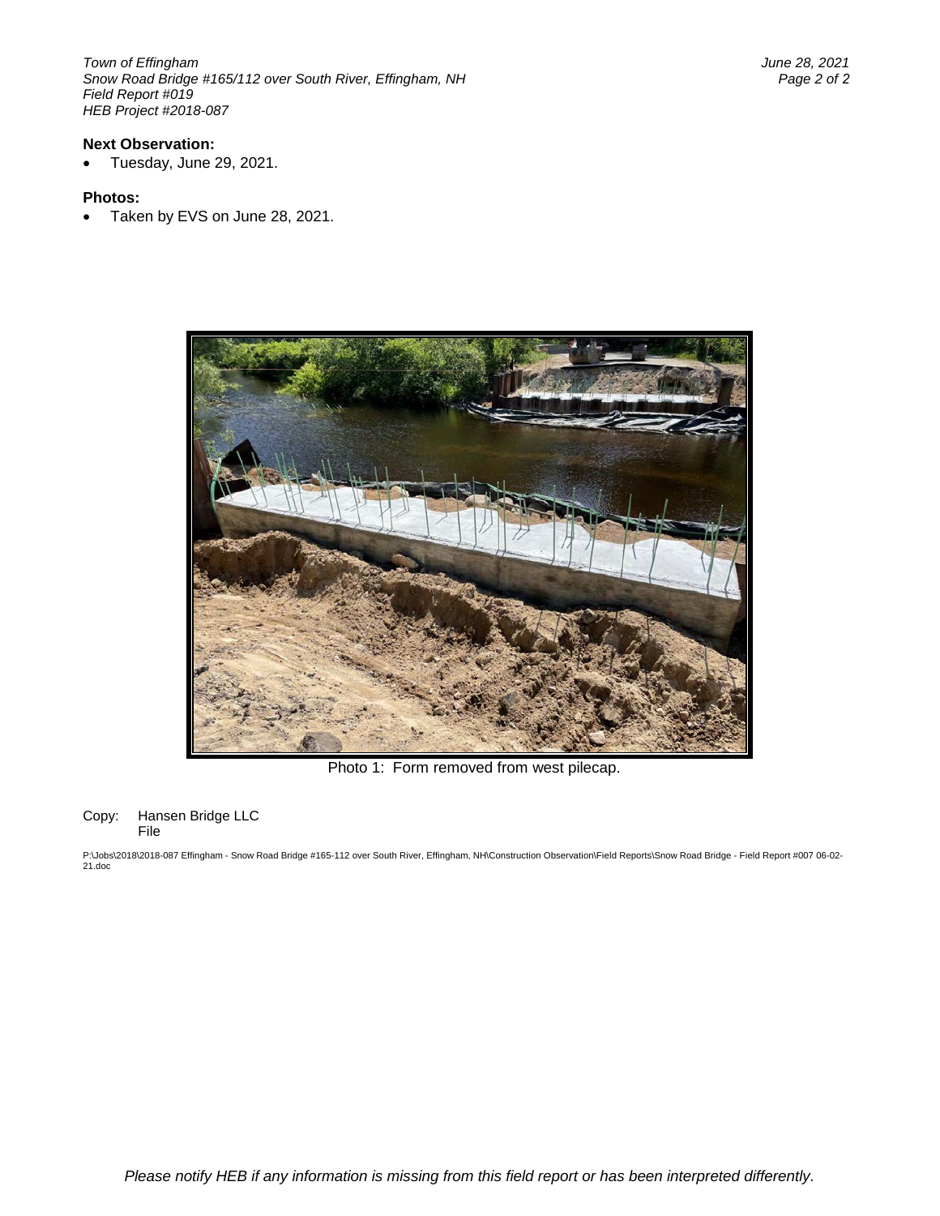**Next Observation:**

- Tuesday, June 29, 2021.

**Photos:**

- Taken by EVS on June 28, 2021.

Photo 1: Form removed from west pilecap.

Copy: Hansen Bridge LLC
File

P:\Jobs\2018\2018-087 Effingham - Snow Road Bridge #165-112 over South River, Effingham, NH\Construction Observation\Field Reports\Snow Road Bridge - Field Report #007 06-02-21.doc

*Please notify HEB if any information is missing from this field report or has been interpreted differently.*